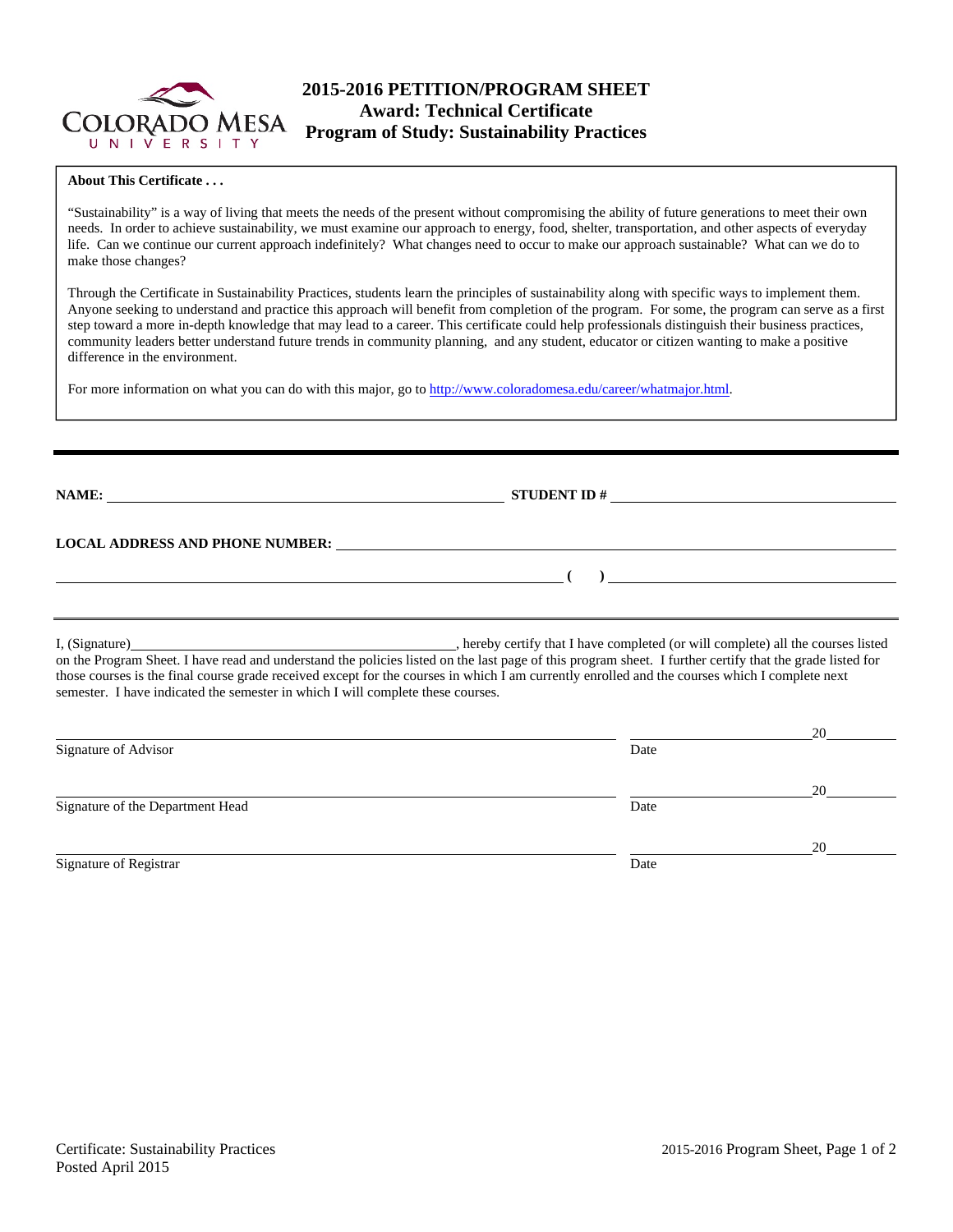# 2015-2016 PETITION/PROGRAM SHEET
## Award: Technical Certificate
## Program of Study: Sustainability Practices

**About This Certificate . . .**

"Sustainability" is a way of living that meets the needs of the present without compromising the ability of future generations to meet their own needs. In order to achieve sustainability, we must examine our approach to energy, food, shelter, transportation, and other aspects of everyday life. Can we continue our current approach indefinitely? What changes need to occur to make our approach sustainable? What can we do to make those changes?

Through the Certificate in Sustainability Practices, students learn the principles of sustainability along with specific ways to implement them. Anyone seeking to understand and practice this approach will benefit from completion of the program. For some, the program can serve as a first step toward a more in-depth knowledge that may lead to a career. This certificate could help professionals distinguish their business practices, community leaders better understand future trends in community planning, and any student, educator or citizen wanting to make a positive difference in the environment.

For more information on what you can do with this major, go to http://www.coloradomesa.edu/career/whatmajor.html.

---

**NAME:** ______________________________ **STUDENT ID #** ______________________________

**LOCAL ADDRESS AND PHONE NUMBER:** ______________________________

______________________________ **( )** ______________________________

---

I, (Signature)______________________________, hereby certify that I have completed (or will complete) all the courses listed on the Program Sheet. I have read and understand the policies listed on the last page of this program sheet. I further certify that the grade listed for those courses is the final course grade received except for the courses in which I am currently enrolled and the courses which I complete next semester. I have indicated the semester in which I will complete these courses.

______________________________ ______________ 20______
Signature of Advisor Date

______________________________ ______________ 20______
Signature of the Department Head Date

______________________________ ______________ 20______
Signature of Registrar Date

Certificate: Sustainability Practices
Posted April 2015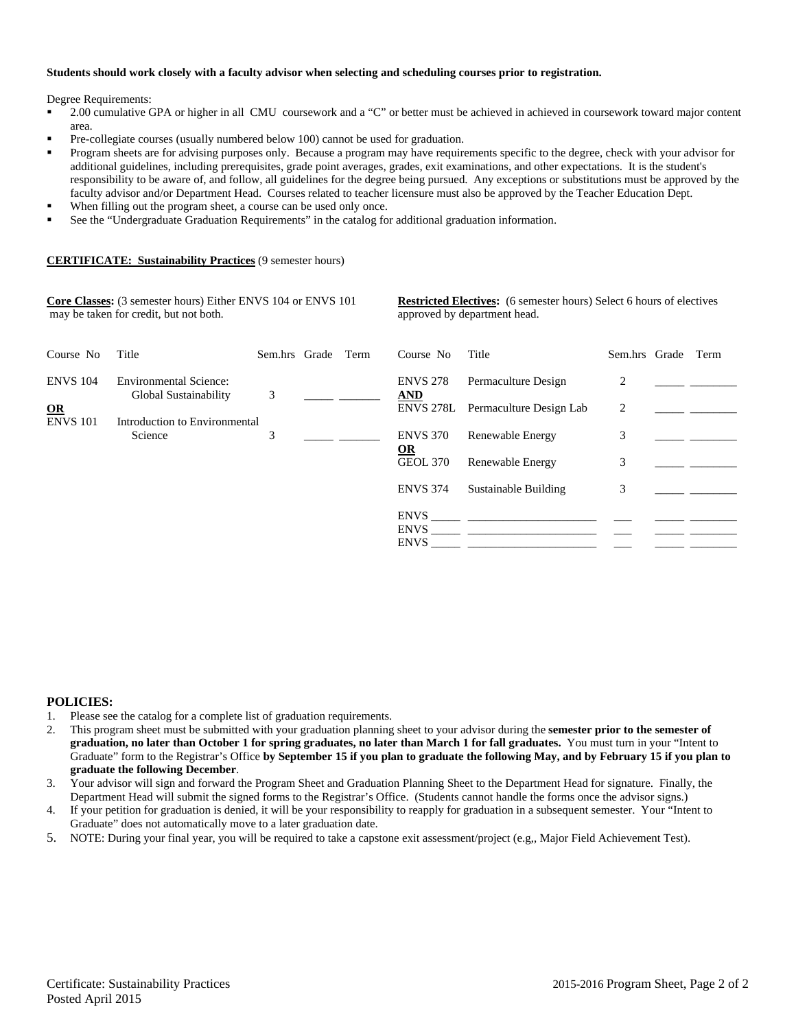**Students should work closely with a faculty advisor when selecting and scheduling courses prior to registration.**

Degree Requirements:

- 2.00 cumulative GPA or higher in all CMU coursework and a "C" or better must be achieved in achieved in coursework toward major content area.
- Pre-collegiate courses (usually numbered below 100) cannot be used for graduation.
- Program sheets are for advising purposes only. Because a program may have requirements specific to the degree, check with your advisor for additional guidelines, including prerequisites, grade point averages, grades, exit examinations, and other expectations. It is the student's responsibility to be aware of, and follow, all guidelines for the degree being pursued. Any exceptions or substitutions must be approved by the faculty advisor and/or Department Head. Courses related to teacher licensure must also be approved by the Teacher Education Dept.
- When filling out the program sheet, a course can be used only once.
- See the "Undergraduate Graduation Requirements" in the catalog for additional graduation information.

**CERTIFICATE: Sustainability Practices** (9 semester hours)

**Core Classes:** (3 semester hours) Either ENVS 104 or ENVS 101 may be taken for credit, but not both.

| Course No | Title | Sem.hrs | Grade | Term |
|---|---|---|---|---|
| ENVS 104 | Environmental Science: Global Sustainability | 3 | _____ | _______ |
| **OR** | | | | |
| ENVS 101 | Introduction to Environmental Science | 3 | _____ | _______ |

**Restricted Electives:** (6 semester hours) Select 6 hours of electives approved by department head.

| Course No | Title | Sem.hrs | Grade | Term |
|---|---|---|---|---|
| ENVS 278 | Permaculture Design | 2 | _____ | ________ |
| **AND** | | | | |
| ENVS 278L | Permaculture Design Lab | 2 | _____ | ________ |
| ENVS 370 | Renewable Energy | 3 | _____ | ________ |
| **OR** | | | | |
| GEOL 370 | Renewable Energy | 3 | _____ | ________ |
| ENVS 374 | Sustainable Building | 3 | _____ | ________ |
| ENVS _____ | ______________________ | ___ | _____ | ________ |
| ENVS _____ | ______________________ | ___ | _____ | ________ |
| ENVS _____ | ______________________ | ___ | _____ | ________ |

## POLICIES:

1. Please see the catalog for a complete list of graduation requirements.
2. This program sheet must be submitted with your graduation planning sheet to your advisor during the **semester prior to the semester of graduation, no later than October 1 for spring graduates, no later than March 1 for fall graduates.** You must turn in your "Intent to Graduate" form to the Registrar's Office **by September 15 if you plan to graduate the following May, and by February 15 if you plan to graduate the following December**.
3. Your advisor will sign and forward the Program Sheet and Graduation Planning Sheet to the Department Head for signature. Finally, the Department Head will submit the signed forms to the Registrar's Office. (Students cannot handle the forms once the advisor signs.)
4. If your petition for graduation is denied, it will be your responsibility to reapply for graduation in a subsequent semester. Your "Intent to Graduate" does not automatically move to a later graduation date.
5. NOTE: During your final year, you will be required to take a capstone exit assessment/project (e.g,, Major Field Achievement Test).

Certificate: Sustainability Practices
Posted April 2015